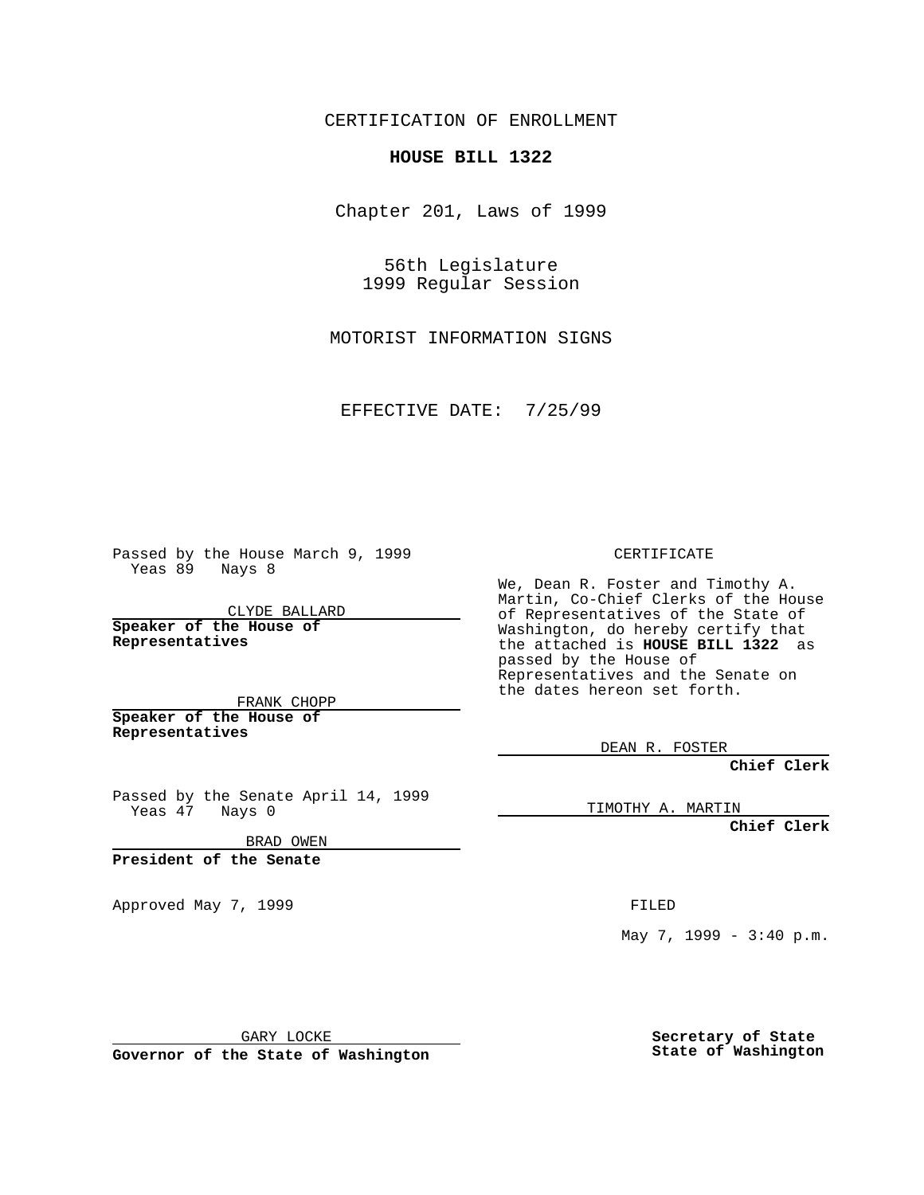CERTIFICATION OF ENROLLMENT

**HOUSE BILL 1322**

Chapter 201, Laws of 1999

56th Legislature
1999 Regular Session

MOTORIST INFORMATION SIGNS

EFFECTIVE DATE: 7/25/99

Passed by the House March 9, 1999
Yeas 89 Nays 8

CLYDE BALLARD

**Speaker of the House of Representatives**

FRANK CHOPP

**Speaker of the House of Representatives**

Passed by the Senate April 14, 1999
Yeas 47 Nays 0

BRAD OWEN

**President of the Senate**

Approved May 7, 1999

GARY LOCKE

**Governor of the State of Washington**

CERTIFICATE

We, Dean R. Foster and Timothy A. Martin, Co-Chief Clerks of the House of Representatives of the State of Washington, do hereby certify that the attached is **HOUSE BILL 1322** as passed by the House of Representatives and the Senate on the dates hereon set forth.

DEAN R. FOSTER

**Chief Clerk**

TIMOTHY A. MARTIN

**Chief Clerk**

FILED

May 7, 1999 - 3:40 p.m.

**Secretary of State**
**State of Washington**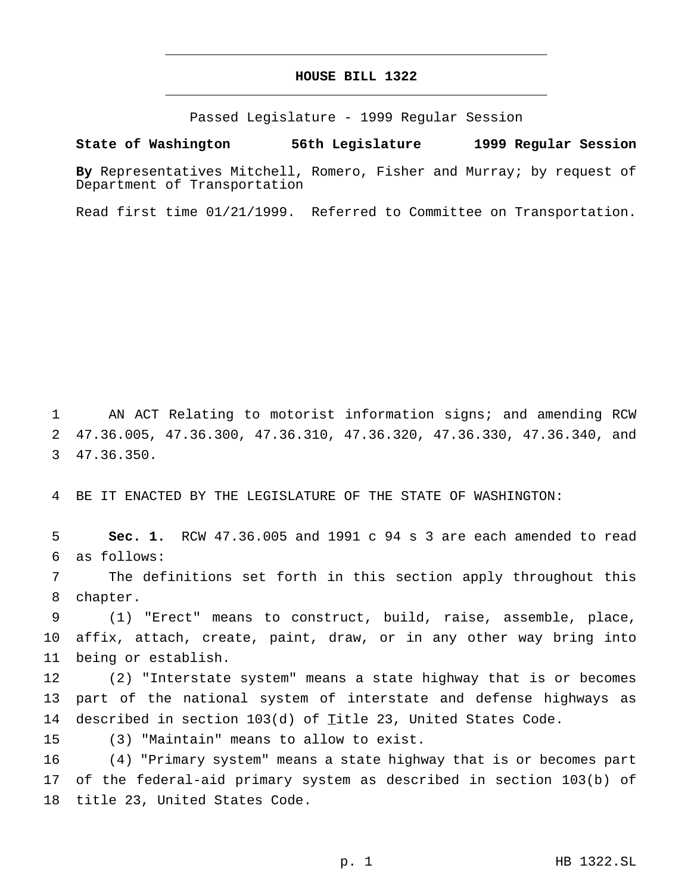# HOUSE BILL 1322

Passed Legislature - 1999 Regular Session

**State of Washington 56th Legislature 1999 Regular Session**

**By** Representatives Mitchell, Romero, Fisher and Murray; by request of Department of Transportation

Read first time 01/21/1999. Referred to Committee on Transportation.

1 AN ACT Relating to motorist information signs; and amending RCW
2 47.36.005, 47.36.300, 47.36.310, 47.36.320, 47.36.330, 47.36.340, and
3 47.36.350.

4 BE IT ENACTED BY THE LEGISLATURE OF THE STATE OF WASHINGTON:

5 **Sec. 1.** RCW 47.36.005 and 1991 c 94 s 3 are each amended to read
6 as follows:

7 The definitions set forth in this section apply throughout this
8 chapter.

9 (1) "Erect" means to construct, build, raise, assemble, place,
10 affix, attach, create, paint, draw, or in any other way bring into
11 being or establish.

12 (2) "Interstate system" means a state highway that is or becomes
13 part of the national system of interstate and defense highways as
14 described in section 103(d) of Title 23, United States Code.

15 (3) "Maintain" means to allow to exist.

16 (4) "Primary system" means a state highway that is or becomes part
17 of the federal-aid primary system as described in section 103(b) of
18 title 23, United States Code.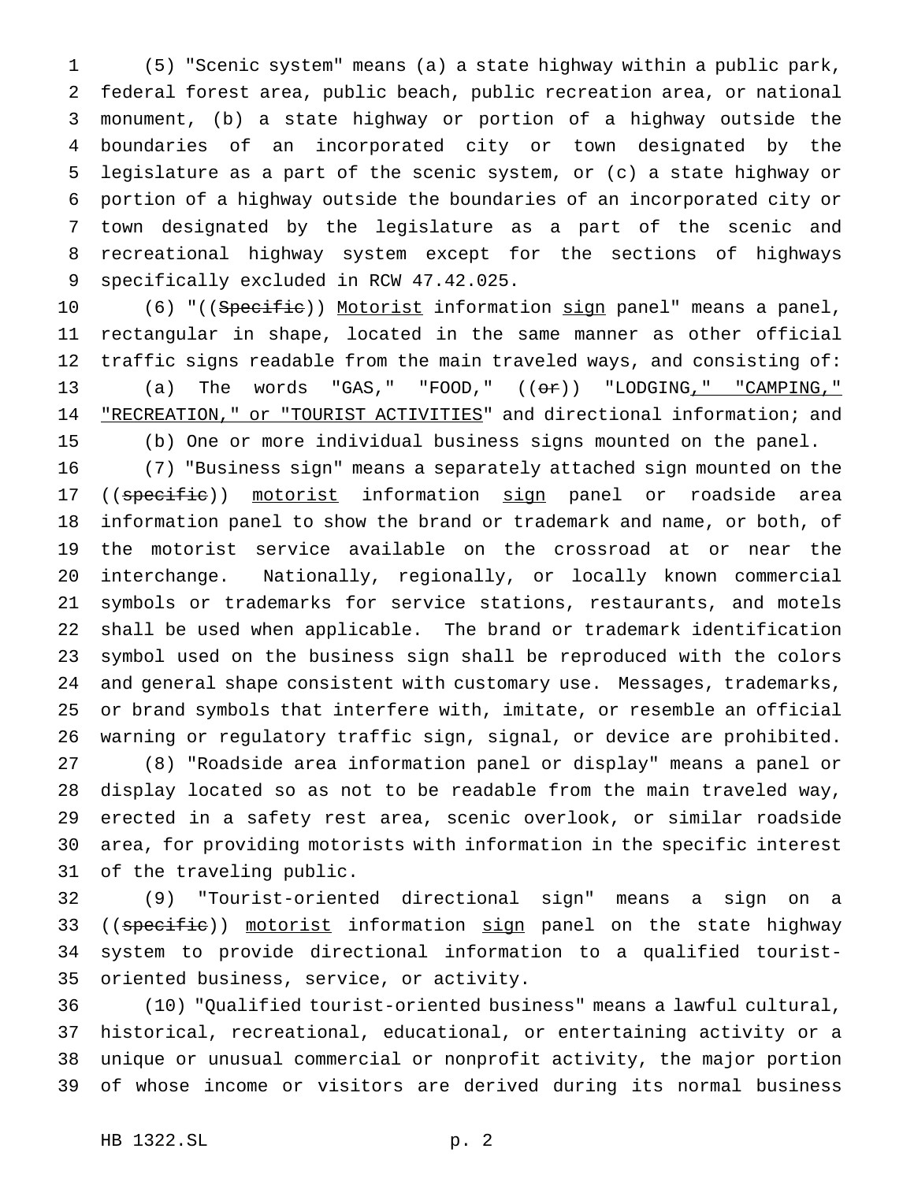(5) "Scenic system" means (a) a state highway within a public park, federal forest area, public beach, public recreation area, or national monument, (b) a state highway or portion of a highway outside the boundaries of an incorporated city or town designated by the legislature as a part of the scenic system, or (c) a state highway or portion of a highway outside the boundaries of an incorporated city or town designated by the legislature as a part of the scenic and recreational highway system except for the sections of highways specifically excluded in RCW 47.42.025.

(6) "((~~Specific~~)) <u>Motorist</u> information <u>sign</u> panel" means a panel, rectangular in shape, located in the same manner as other official traffic signs readable from the main traveled ways, and consisting of:

(a) The words "GAS," "FOOD," ((~~or~~)) "LODGING<u>," "CAMPING," "RECREATION," or "TOURIST ACTIVITIES</u>" and directional information; and

(b) One or more individual business signs mounted on the panel.

(7) "Business sign" means a separately attached sign mounted on the ((~~specific~~)) <u>motorist</u> information <u>sign</u> panel or roadside area information panel to show the brand or trademark and name, or both, of the motorist service available on the crossroad at or near the interchange. Nationally, regionally, or locally known commercial symbols or trademarks for service stations, restaurants, and motels shall be used when applicable. The brand or trademark identification symbol used on the business sign shall be reproduced with the colors and general shape consistent with customary use. Messages, trademarks, or brand symbols that interfere with, imitate, or resemble an official warning or regulatory traffic sign, signal, or device are prohibited.

(8) "Roadside area information panel or display" means a panel or display located so as not to be readable from the main traveled way, erected in a safety rest area, scenic overlook, or similar roadside area, for providing motorists with information in the specific interest of the traveling public.

(9) "Tourist-oriented directional sign" means a sign on a ((~~specific~~)) <u>motorist</u> information <u>sign</u> panel on the state highway system to provide directional information to a qualified tourist-oriented business, service, or activity.

(10) "Qualified tourist-oriented business" means a lawful cultural, historical, recreational, educational, or entertaining activity or a unique or unusual commercial or nonprofit activity, the major portion of whose income or visitors are derived during its normal business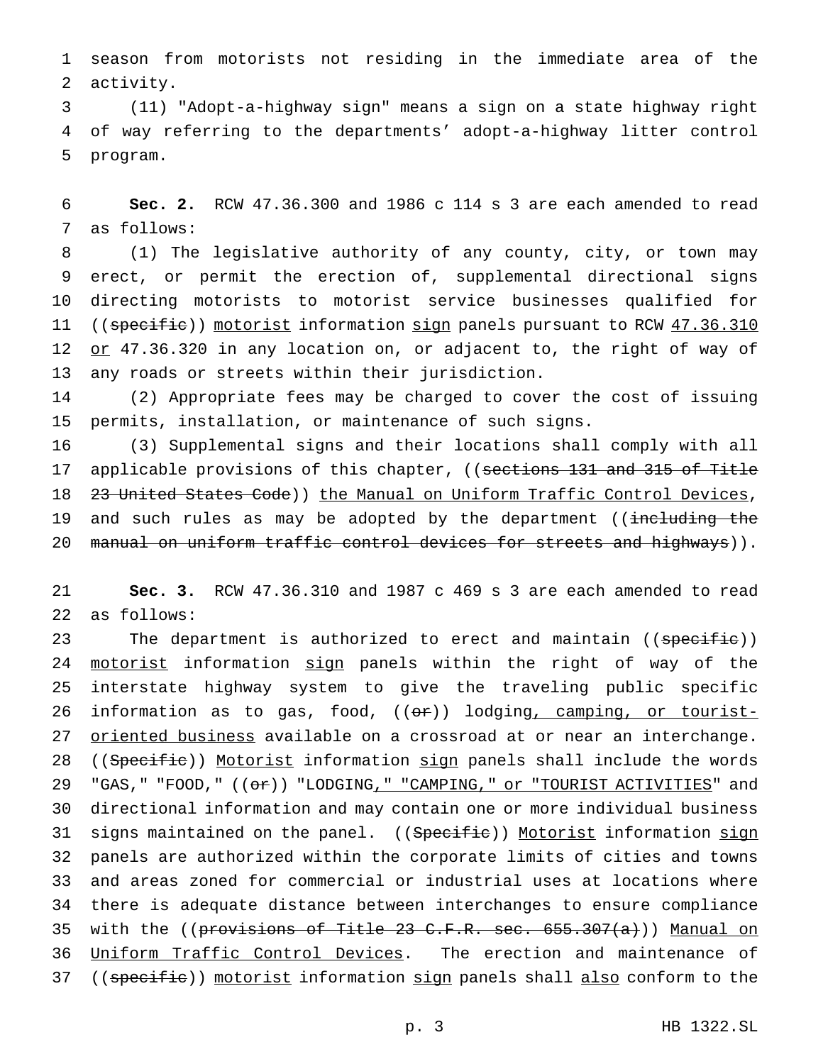season from motorists not residing in the immediate area of the activity.

(11) "Adopt-a-highway sign" means a sign on a state highway right of way referring to the departments' adopt-a-highway litter control program.

**Sec. 2.** RCW 47.36.300 and 1986 c 114 s 3 are each amended to read as follows:

(1) The legislative authority of any county, city, or town may erect, or permit the erection of, supplemental directional signs directing motorists to motorist service businesses qualified for ((~~specific~~)) motorist information sign panels pursuant to RCW 47.36.310 or 47.36.320 in any location on, or adjacent to, the right of way of any roads or streets within their jurisdiction.

(2) Appropriate fees may be charged to cover the cost of issuing permits, installation, or maintenance of such signs.

(3) Supplemental signs and their locations shall comply with all applicable provisions of this chapter, ((~~sections 131 and 315 of Title 23 United States Code~~)) the Manual on Uniform Traffic Control Devices, and such rules as may be adopted by the department ((~~including the manual on uniform traffic control devices for streets and highways~~)).

**Sec. 3.** RCW 47.36.310 and 1987 c 469 s 3 are each amended to read as follows:

The department is authorized to erect and maintain ((~~specific~~)) motorist information sign panels within the right of way of the interstate highway system to give the traveling public specific information as to gas, food, ((~~or~~)) lodging, camping, or tourist-oriented business available on a crossroad at or near an interchange. ((~~Specific~~)) Motorist information sign panels shall include the words "GAS," "FOOD," ((~~or~~)) "LODGING," "CAMPING," or "TOURIST ACTIVITIES" and directional information and may contain one or more individual business signs maintained on the panel. ((~~Specific~~)) Motorist information sign panels are authorized within the corporate limits of cities and towns and areas zoned for commercial or industrial uses at locations where there is adequate distance between interchanges to ensure compliance with the ((~~provisions of Title 23 C.F.R. sec. 655.307(a)~~)) Manual on Uniform Traffic Control Devices. The erection and maintenance of ((~~specific~~)) motorist information sign panels shall also conform to the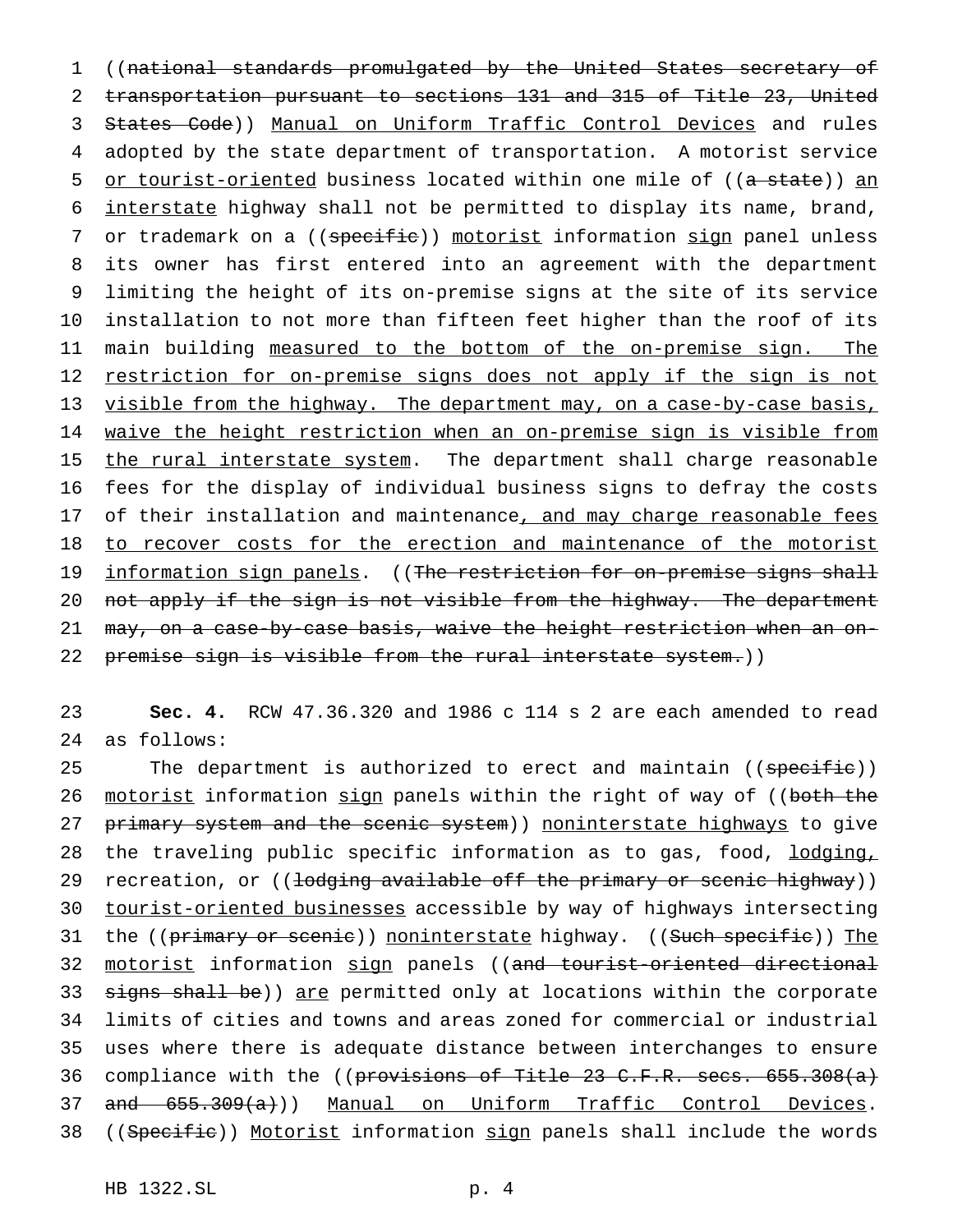((~~national standards promulgated by the United States secretary of transportation pursuant to sections 131 and 315 of Title 23, United States Code~~)) <u>Manual on Uniform Traffic Control Devices</u> and rules adopted by the state department of transportation. A motorist service <u>or tourist-oriented</u> business located within one mile of ((~~a state~~)) <u>an interstate</u> highway shall not be permitted to display its name, brand, or trademark on a ((~~specific~~)) <u>motorist</u> information <u>sign</u> panel unless its owner has first entered into an agreement with the department limiting the height of its on-premise signs at the site of its service installation to not more than fifteen feet higher than the roof of its main building <u>measured to the bottom of the on-premise sign. The restriction for on-premise signs does not apply if the sign is not visible from the highway. The department may, on a case-by-case basis, waive the height restriction when an on-premise sign is visible from the rural interstate system</u>. The department shall charge reasonable fees for the display of individual business signs to defray the costs of their installation and maintenance<u>, and may charge reasonable fees to recover costs for the erection and maintenance of the motorist information sign panels</u>. ((~~The restriction for on-premise signs shall not apply if the sign is not visible from the highway. The department may, on a case-by-case basis, waive the height restriction when an on-premise sign is visible from the rural interstate system.~~))

**Sec. 4.** RCW 47.36.320 and 1986 c 114 s 2 are each amended to read as follows:

The department is authorized to erect and maintain ((~~specific~~)) <u>motorist</u> information <u>sign</u> panels within the right of way of ((~~both the primary system and the scenic system~~)) <u>noninterstate highways</u> to give the traveling public specific information as to gas, food, <u>lodging,</u> recreation, or ((~~lodging available off the primary or scenic highway~~)) <u>tourist-oriented businesses</u> accessible by way of highways intersecting the ((~~primary or scenic~~)) <u>noninterstate</u> highway. ((~~Such specific~~)) <u>The motorist</u> information <u>sign</u> panels ((~~and tourist-oriented directional signs shall be~~)) <u>are</u> permitted only at locations within the corporate limits of cities and towns and areas zoned for commercial or industrial uses where there is adequate distance between interchanges to ensure compliance with the ((~~provisions of Title 23 C.F.R. secs. 655.308(a) and 655.309(a)~~)) <u>Manual on Uniform Traffic Control Devices</u>. ((~~Specific~~)) <u>Motorist</u> information <u>sign</u> panels shall include the words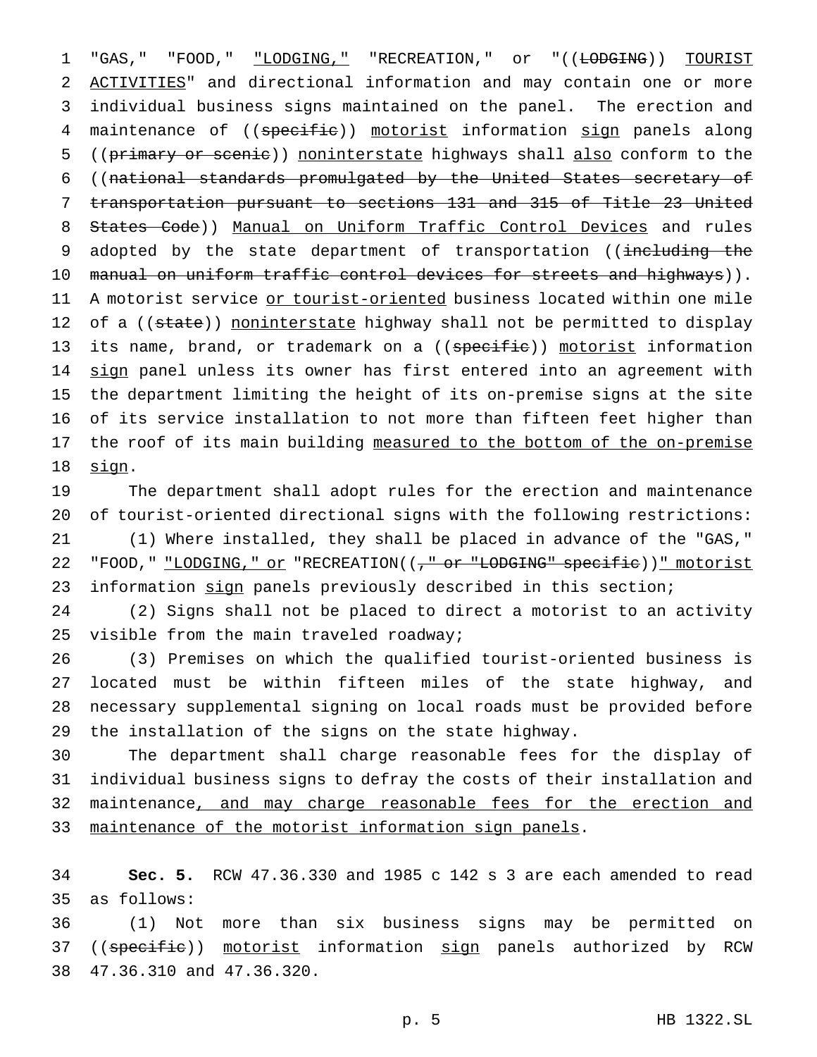"GAS," "FOOD," <u>"LODGING,"</u> "RECREATION," or "((~~LODGING~~)) <u>TOURIST ACTIVITIES</u>" and directional information and may contain one or more individual business signs maintained on the panel. The erection and maintenance of ((~~specific~~)) <u>motorist</u> information <u>sign</u> panels along ((~~primary or scenic~~)) <u>noninterstate</u> highways shall <u>also</u> conform to the ((~~national standards promulgated by the United States secretary of transportation pursuant to sections 131 and 315 of Title 23 United States Code~~)) <u>Manual on Uniform Traffic Control Devices</u> and rules adopted by the state department of transportation ((~~including the manual on uniform traffic control devices for streets and highways~~)). A motorist service <u>or tourist-oriented</u> business located within one mile of a ((~~state~~)) <u>noninterstate</u> highway shall not be permitted to display its name, brand, or trademark on a ((~~specific~~)) <u>motorist</u> information <u>sign</u> panel unless its owner has first entered into an agreement with the department limiting the height of its on-premise signs at the site of its service installation to not more than fifteen feet higher than the roof of its main building <u>measured to the bottom of the on-premise sign</u>.

The department shall adopt rules for the erection and maintenance of tourist-oriented directional signs with the following restrictions:

(1) Where installed, they shall be placed in advance of the "GAS," "FOOD," <u>"LODGING," or</u> "RECREATION((~~," or "LODGING" specific~~))<u>" motorist</u> information <u>sign</u> panels previously described in this section;

(2) Signs shall not be placed to direct a motorist to an activity visible from the main traveled roadway;

(3) Premises on which the qualified tourist-oriented business is located must be within fifteen miles of the state highway, and necessary supplemental signing on local roads must be provided before the installation of the signs on the state highway.

The department shall charge reasonable fees for the display of individual business signs to defray the costs of their installation and maintenance<u>, and may charge reasonable fees for the erection and maintenance of the motorist information sign panels</u>.

**Sec. 5.** RCW 47.36.330 and 1985 c 142 s 3 are each amended to read as follows:

(1) Not more than six business signs may be permitted on ((~~specific~~)) <u>motorist</u> information <u>sign</u> panels authorized by RCW 47.36.310 and 47.36.320.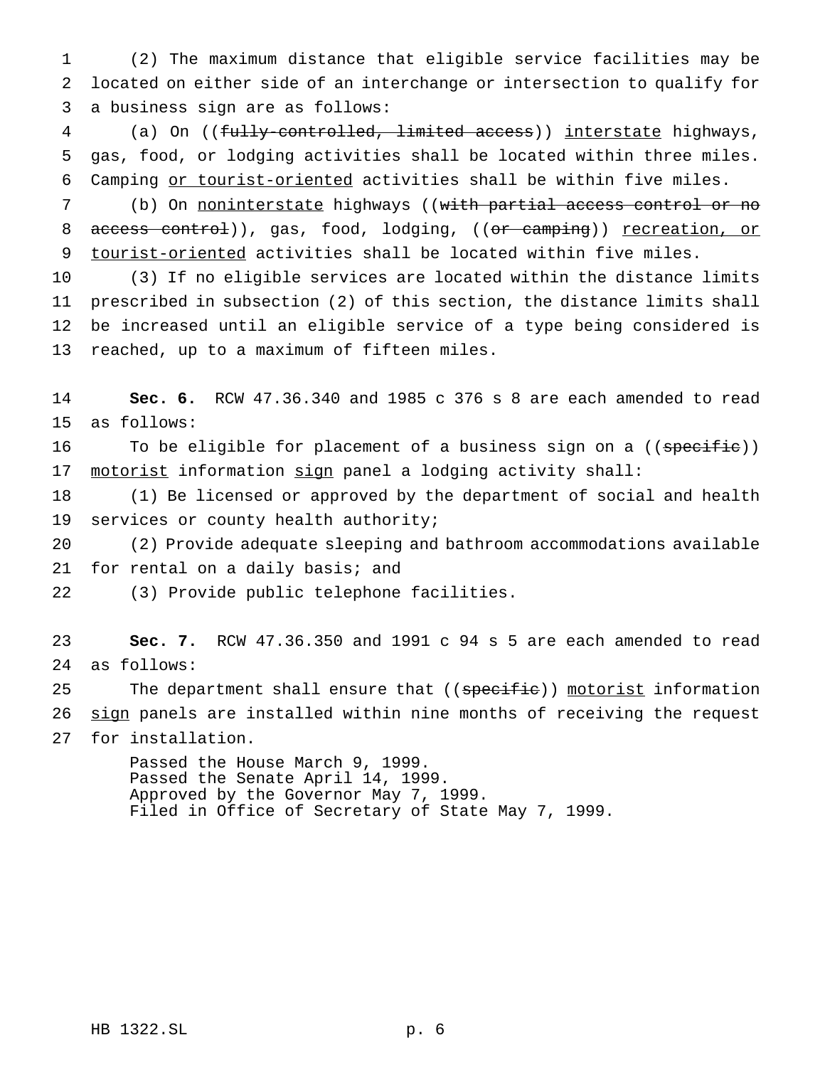(2) The maximum distance that eligible service facilities may be located on either side of an interchange or intersection to qualify for a business sign are as follows:

(a) On ((~~fully-controlled, limited access~~)) <u>interstate</u> highways, gas, food, or lodging activities shall be located within three miles. Camping <u>or tourist-oriented</u> activities shall be within five miles.

(b) On <u>noninterstate</u> highways ((~~with partial access control or no access control~~)), gas, food, lodging, ((~~or camping~~)) <u>recreation, or tourist-oriented</u> activities shall be located within five miles.

(3) If no eligible services are located within the distance limits prescribed in subsection (2) of this section, the distance limits shall be increased until an eligible service of a type being considered is reached, up to a maximum of fifteen miles.

**Sec. 6.** RCW 47.36.340 and 1985 c 376 s 8 are each amended to read as follows:

To be eligible for placement of a business sign on a ((~~specific~~)) <u>motorist</u> information <u>sign</u> panel a lodging activity shall:

(1) Be licensed or approved by the department of social and health services or county health authority;

(2) Provide adequate sleeping and bathroom accommodations available for rental on a daily basis; and

(3) Provide public telephone facilities.

**Sec. 7.** RCW 47.36.350 and 1991 c 94 s 5 are each amended to read as follows:

The department shall ensure that ((~~specific~~)) <u>motorist</u> information <u>sign</u> panels are installed within nine months of receiving the request for installation.

Passed the House March 9, 1999.
Passed the Senate April 14, 1999.
Approved by the Governor May 7, 1999.
Filed in Office of Secretary of State May 7, 1999.